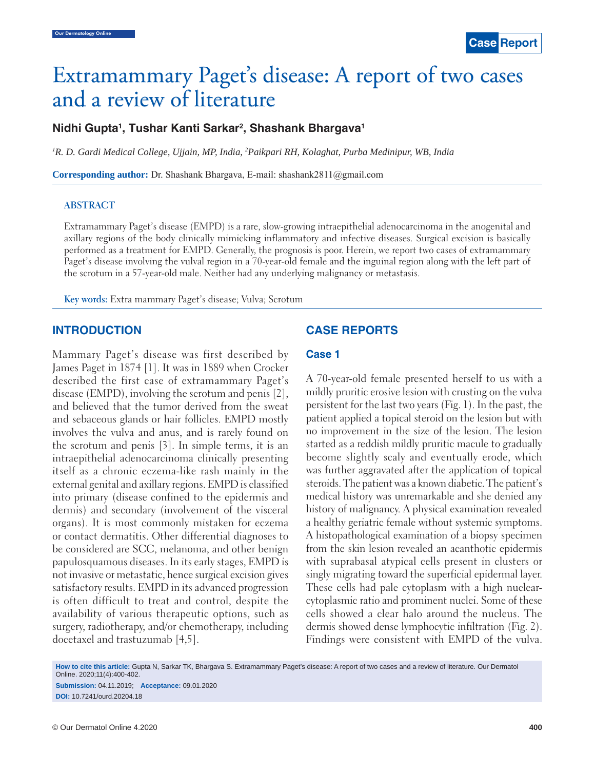# Extramammary Paget's disease: A report of two cases and a review of literature

**Nidhi Gupta[1], Tushar Kanti Sarkar[2], Shashank Bhargava[1]**

*[1]R. D. Gardi Medical College, Ujjain, MP, India, [2]Paikpari RH, Kolaghat, Purba Medinipur, WB, India*

**Corresponding author:** Dr. Shashank Bhargava, E-mail: shashank2811@gmail.com

## ABSTRACT

Extramammary Paget's disease (EMPD) is a rare, slow-growing intraepithelial adenocarcinoma in the anogenital and axillary regions of the body clinically mimicking inflammatory and infective diseases. Surgical excision is basically performed as a treatment for EMPD. Generally, the prognosis is poor. Herein, we report two cases of extramammary Paget's disease involving the vulval region in a 70-year-old female and the inguinal region along with the left part of the scrotum in a 57-year-old male. Neither had any underlying malignancy or metastasis.

**Key words:** Extra mammary Paget's disease; Vulva; Scrotum

## INTRODUCTION

Mammary Paget's disease was first described by James Paget in 1874 [1]. It was in 1889 when Crocker described the first case of extramammary Paget's disease (EMPD), involving the scrotum and penis [2], and believed that the tumor derived from the sweat and sebaceous glands or hair follicles. EMPD mostly involves the vulva and anus, and is rarely found on the scrotum and penis [3]. In simple terms, it is an intraepithelial adenocarcinoma clinically presenting itself as a chronic eczema-like rash mainly in the external genital and axillary regions. EMPD is classified into primary (disease confined to the epidermis and dermis) and secondary (involvement of the visceral organs). It is most commonly mistaken for eczema or contact dermatitis. Other differential diagnoses to be considered are SCC, melanoma, and other benign papulosquamous diseases. In its early stages, EMPD is not invasive or metastatic, hence surgical excision gives satisfactory results. EMPD in its advanced progression is often difficult to treat and control, despite the availability of various therapeutic options, such as surgery, radiotherapy, and/or chemotherapy, including docetaxel and trastuzumab [4,5].

## CASE REPORTS

### Case 1

A 70-year-old female presented herself to us with a mildly pruritic erosive lesion with crusting on the vulva persistent for the last two years (Fig. 1). In the past, the patient applied a topical steroid on the lesion but with no improvement in the size of the lesion. The lesion started as a reddish mildly pruritic macule to gradually become slightly scaly and eventually erode, which was further aggravated after the application of topical steroids. The patient was a known diabetic. The patient's medical history was unremarkable and she denied any history of malignancy. A physical examination revealed a healthy geriatric female without systemic symptoms. A histopathological examination of a biopsy specimen from the skin lesion revealed an acanthotic epidermis with suprabasal atypical cells present in clusters or singly migrating toward the superficial epidermal layer. These cells had pale cytoplasm with a high nuclear-cytoplasmic ratio and prominent nuclei. Some of these cells showed a clear halo around the nucleus. The dermis showed dense lymphocytic infiltration (Fig. 2). Findings were consistent with EMPD of the vulva.

**How to cite this article:** Gupta N, Sarkar TK, Bhargava S. Extramammary Paget's disease: A report of two cases and a review of literature. Our Dermatol Online. 2020;11(4):400-402.

**Submission:** 04.11.2019; **Acceptance:** 09.01.2020

**DOI:** 10.7241/ourd.20204.18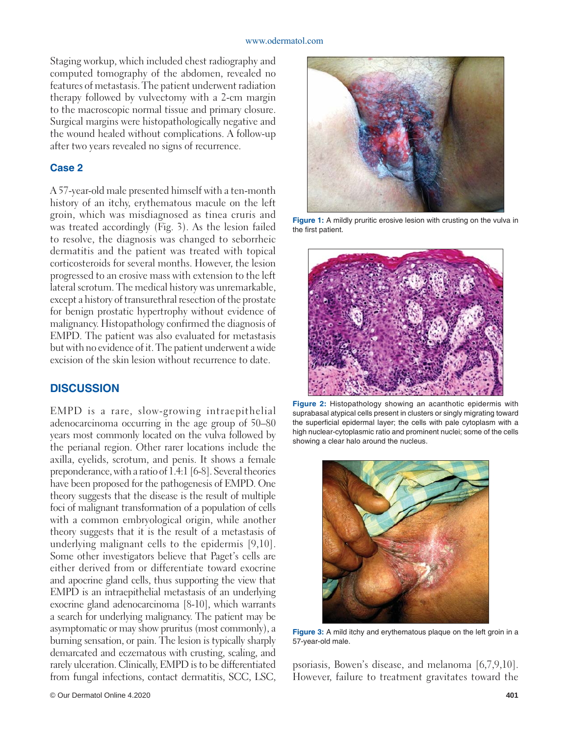Staging workup, which included chest radiography and computed tomography of the abdomen, revealed no features of metastasis. The patient underwent radiation therapy followed by vulvectomy with a 2-cm margin to the macroscopic normal tissue and primary closure. Surgical margins were histopathologically negative and the wound healed without complications. A follow-up after two years revealed no signs of recurrence.

### Case 2

A 57-year-old male presented himself with a ten-month history of an itchy, erythematous macule on the left groin, which was misdiagnosed as tinea cruris and was treated accordingly (Fig. 3). As the lesion failed to resolve, the diagnosis was changed to seborrheic dermatitis and the patient was treated with topical corticosteroids for several months. However, the lesion progressed to an erosive mass with extension to the left lateral scrotum. The medical history was unremarkable, except a history of transurethral resection of the prostate for benign prostatic hypertrophy without evidence of malignancy. Histopathology confirmed the diagnosis of EMPD. The patient was also evaluated for metastasis but with no evidence of it. The patient underwent a wide excision of the skin lesion without recurrence to date.

**Figure 1:** A mildly pruritic erosive lesion with crusting on the vulva in the first patient.

**Figure 2:** Histopathology showing an acanthotic epidermis with suprabasal atypical cells present in clusters or singly migrating toward the superficial epidermal layer; the cells with pale cytoplasm with a high nuclear-cytoplasmic ratio and prominent nuclei; some of the cells showing a clear halo around the nucleus.

**Figure 3:** A mild itchy and erythematous plaque on the left groin in a 57-year-old male.

## DISCUSSION

EMPD is a rare, slow-growing intraepithelial adenocarcinoma occurring in the age group of 50–80 years most commonly located on the vulva followed by the perianal region. Other rarer locations include the axilla, eyelids, scrotum, and penis. It shows a female preponderance, with a ratio of 1.4:1 [6-8]. Several theories have been proposed for the pathogenesis of EMPD. One theory suggests that the disease is the result of multiple foci of malignant transformation of a population of cells with a common embryological origin, while another theory suggests that it is the result of a metastasis of underlying malignant cells to the epidermis [9,10]. Some other investigators believe that Paget's cells are either derived from or differentiate toward exocrine and apocrine gland cells, thus supporting the view that EMPD is an intraepithelial metastasis of an underlying exocrine gland adenocarcinoma [8-10], which warrants a search for underlying malignancy. The patient may be asymptomatic or may show pruritus (most commonly), a burning sensation, or pain. The lesion is typically sharply demarcated and eczematous with crusting, scaling, and rarely ulceration. Clinically, EMPD is to be differentiated from fungal infections, contact dermatitis, SCC, LSC, psoriasis, Bowen's disease, and melanoma [6,7,9,10]. However, failure to treatment gravitates toward the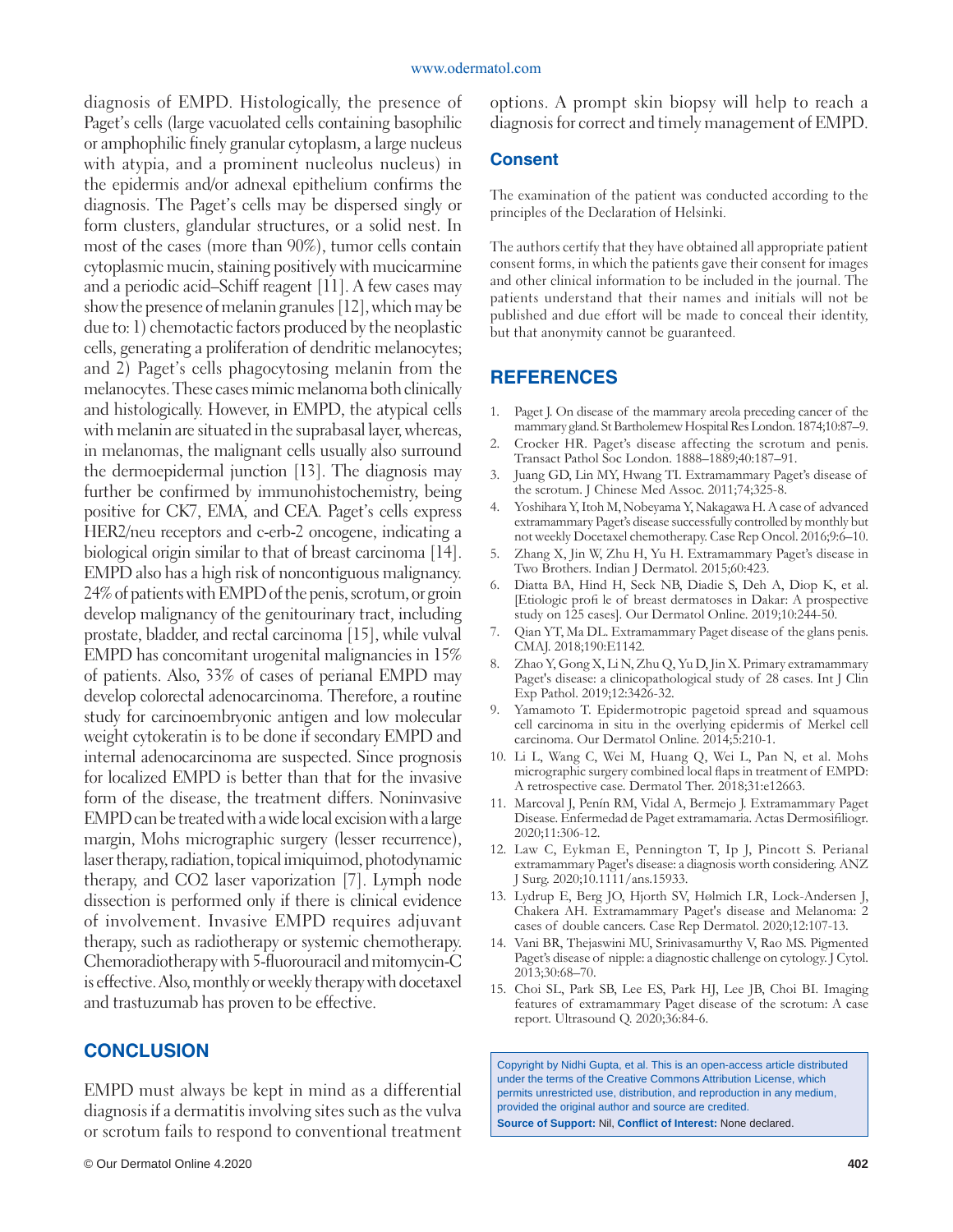diagnosis of EMPD. Histologically, the presence of Paget's cells (large vacuolated cells containing basophilic or amphophilic finely granular cytoplasm, a large nucleus with atypia, and a prominent nucleolus nucleus) in the epidermis and/or adnexal epithelium confirms the diagnosis. The Paget's cells may be dispersed singly or form clusters, glandular structures, or a solid nest. In most of the cases (more than 90%), tumor cells contain cytoplasmic mucin, staining positively with mucicarmine and a periodic acid–Schiff reagent [11]. A few cases may show the presence of melanin granules [12], which may be due to: 1) chemotactic factors produced by the neoplastic cells, generating a proliferation of dendritic melanocytes; and 2) Paget's cells phagocytosing melanin from the melanocytes. These cases mimic melanoma both clinically and histologically. However, in EMPD, the atypical cells with melanin are situated in the suprabasal layer, whereas, in melanomas, the malignant cells usually also surround the dermoepidermal junction [13]. The diagnosis may further be confirmed by immunohistochemistry, being positive for CK7, EMA, and CEA. Paget's cells express HER2/neu receptors and c-erb-2 oncogene, indicating a biological origin similar to that of breast carcinoma [14]. EMPD also has a high risk of noncontiguous malignancy. 24% of patients with EMPD of the penis, scrotum, or groin develop malignancy of the genitourinary tract, including prostate, bladder, and rectal carcinoma [15], while vulval EMPD has concomitant urogenital malignancies in 15% of patients. Also, 33% of cases of perianal EMPD may develop colorectal adenocarcinoma. Therefore, a routine study for carcinoembryonic antigen and low molecular weight cytokeratin is to be done if secondary EMPD and internal adenocarcinoma are suspected. Since prognosis for localized EMPD is better than that for the invasive form of the disease, the treatment differs. Noninvasive EMPD can be treated with a wide local excision with a large margin, Mohs micrographic surgery (lesser recurrence), laser therapy, radiation, topical imiquimod, photodynamic therapy, and CO2 laser vaporization [7]. Lymph node dissection is performed only if there is clinical evidence of involvement. Invasive EMPD requires adjuvant therapy, such as radiotherapy or systemic chemotherapy. Chemoradiotherapy with 5-fluorouracil and mitomycin-C is effective. Also, monthly or weekly therapy with docetaxel and trastuzumab has proven to be effective.

## CONCLUSION

EMPD must always be kept in mind as a differential diagnosis if a dermatitis involving sites such as the vulva or scrotum fails to respond to conventional treatment options. A prompt skin biopsy will help to reach a diagnosis for correct and timely management of EMPD.

## Consent

The examination of the patient was conducted according to the principles of the Declaration of Helsinki.

The authors certify that they have obtained all appropriate patient consent forms, in which the patients gave their consent for images and other clinical information to be included in the journal. The patients understand that their names and initials will not be published and due effort will be made to conceal their identity, but that anonymity cannot be guaranteed.

## REFERENCES

1. Paget J. On disease of the mammary areola preceding cancer of the mammary gland. St Bartholemew Hospital Res London. 1874;10:87–9.
2. Crocker HR. Paget's disease affecting the scrotum and penis. Transact Pathol Soc London. 1888–1889;40:187–91.
3. Juang GD, Lin MY, Hwang TI. Extramammary Paget's disease of the scrotum. J Chinese Med Assoc. 2011;74;325-8.
4. Yoshihara Y, Itoh M, Nobeyama Y, Nakagawa H. A case of advanced extramammary Paget's disease successfully controlled by monthly but not weekly Docetaxel chemotherapy. Case Rep Oncol. 2016;9:6–10.
5. Zhang X, Jin W, Zhu H, Yu H. Extramammary Paget's disease in Two Brothers. Indian J Dermatol. 2015;60:423.
6. Diatta BA, Hind H, Seck NB, Diadie S, Deh A, Diop K, et al. [Etiologic profi le of breast dermatoses in Dakar: A prospective study on 125 cases]. Our Dermatol Online. 2019;10:244-50.
7. Qian YT, Ma DL. Extramammary Paget disease of the glans penis. CMAJ. 2018;190:E1142.
8. Zhao Y, Gong X, Li N, Zhu Q, Yu D, Jin X. Primary extramammary Paget's disease: a clinicopathological study of 28 cases. Int J Clin Exp Pathol. 2019;12:3426-32.
9. Yamamoto T. Epidermotropic pagetoid spread and squamous cell carcinoma in situ in the overlying epidermis of Merkel cell carcinoma. Our Dermatol Online. 2014;5:210-1.
10. Li L, Wang C, Wei M, Huang Q, Wei L, Pan N, et al. Mohs micrographic surgery combined local flaps in treatment of EMPD: A retrospective case. Dermatol Ther. 2018;31:e12663.
11. Marcoval J, Penín RM, Vidal A, Bermejo J. Extramammary Paget Disease. Enfermedad de Paget extramamaria. Actas Dermosifiliogr. 2020;11:306-12.
12. Law C, Eykman E, Pennington T, Ip J, Pincott S. Perianal extramammary Paget's disease: a diagnosis worth considering. ANZ J Surg. 2020;10.1111/ans.15933.
13. Lydrup E, Berg JO, Hjorth SV, Hølmich LR, Lock-Andersen J, Chakera AH. Extramammary Paget's disease and Melanoma: 2 cases of double cancers. Case Rep Dermatol. 2020;12:107-13.
14. Vani BR, Thejaswini MU, Srinivasamurthy V, Rao MS. Pigmented Paget's disease of nipple: a diagnostic challenge on cytology. J Cytol. 2013;30:68–70.
15. Choi SL, Park SB, Lee ES, Park HJ, Lee JB, Choi BI. Imaging features of extramammary Paget disease of the scrotum: A case report. Ultrasound Q. 2020;36:84-6.

Copyright by Nidhi Gupta, et al. This is an open-access article distributed under the terms of the Creative Commons Attribution License, which permits unrestricted use, distribution, and reproduction in any medium, provided the original author and source are credited.

**Source of Support:** Nil, **Conflict of Interest:** None declared.